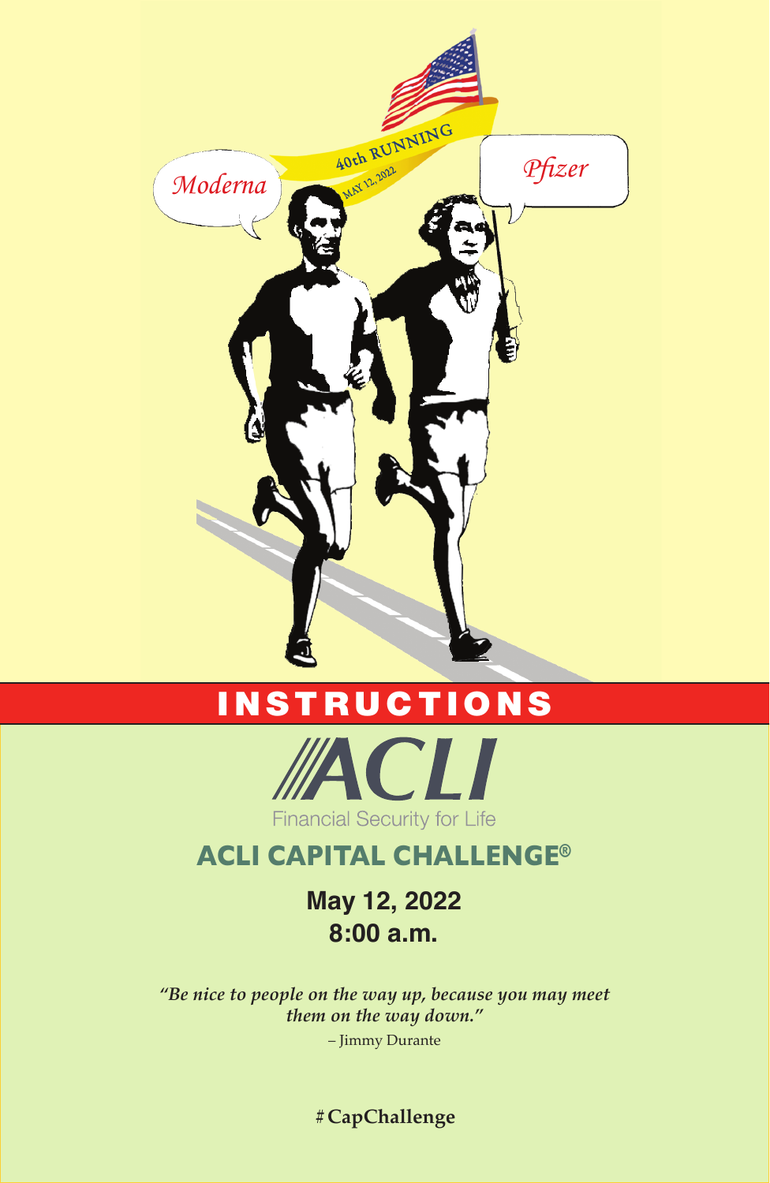Moderna

40th RUNNING

MAY 12, 2022

Pfizer

# INSTRUCTIONS

ACLI

Financial Security for Life

## ACLI CAPITAL CHALLENGE®

**May 12, 2022**
**8:00 a.m.**

*"Be nice to people on the way up, because you may meet them on the way down."*

– Jimmy Durante

**#CapChallenge**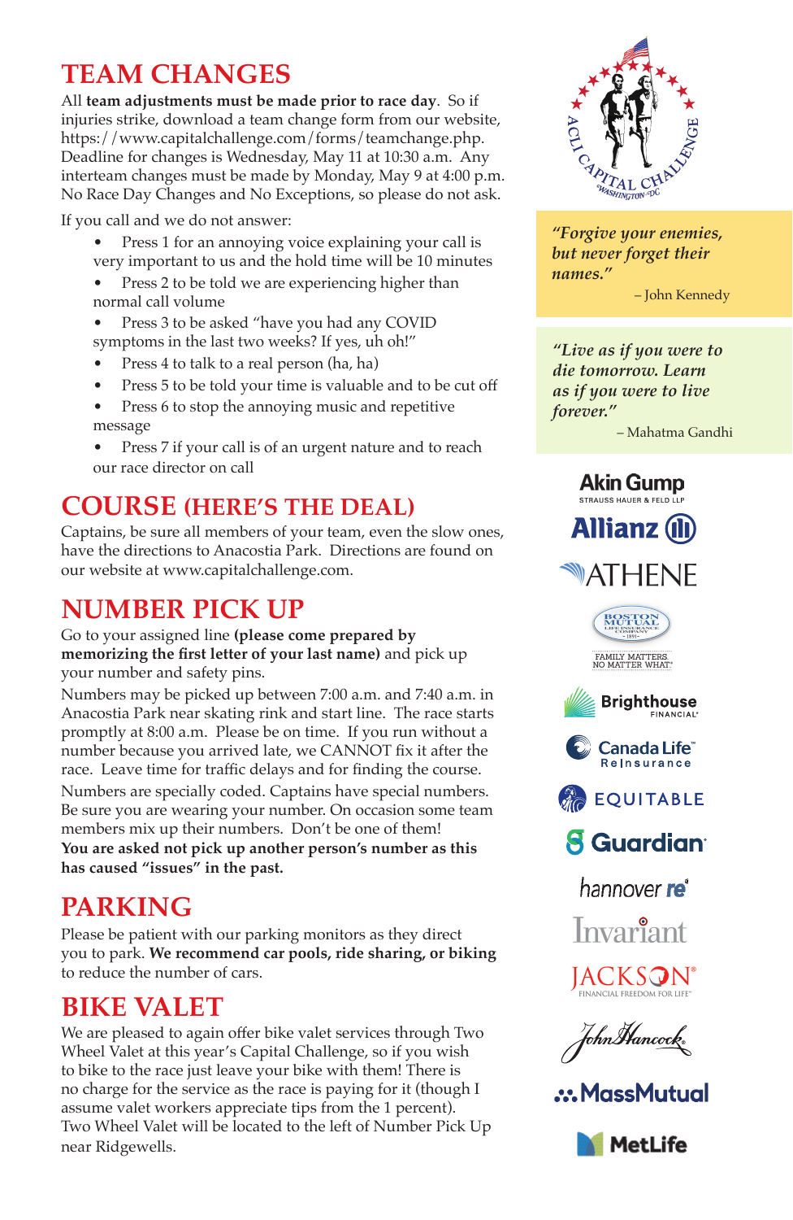## TEAM CHANGES

All **team adjustments must be made prior to race day**. So if injuries strike, download a team change form from our website, https://www.capitalchallenge.com/forms/teamchange.php. Deadline for changes is Wednesday, May 11 at 10:30 a.m. Any interteam changes must be made by Monday, May 9 at 4:00 p.m. No Race Day Changes and No Exceptions, so please do not ask.

If you call and we do not answer:

- Press 1 for an annoying voice explaining your call is very important to us and the hold time will be 10 minutes
- Press 2 to be told we are experiencing higher than normal call volume
- Press 3 to be asked "have you had any COVID symptoms in the last two weeks? If yes, uh oh!"
- Press 4 to talk to a real person (ha, ha)
- Press 5 to be told your time is valuable and to be cut off
- Press 6 to stop the annoying music and repetitive message
- Press 7 if your call is of an urgent nature and to reach our race director on call

## COURSE (HERE'S THE DEAL)

Captains, be sure all members of your team, even the slow ones, have the directions to Anacostia Park. Directions are found on our website at www.capitalchallenge.com.

## NUMBER PICK UP

Go to your assigned line **(please come prepared by memorizing the first letter of your last name)** and pick up your number and safety pins.

Numbers may be picked up between 7:00 a.m. and 7:40 a.m. in Anacostia Park near skating rink and start line. The race starts promptly at 8:00 a.m. Please be on time. If you run without a number because you arrived late, we CANNOT fix it after the race. Leave time for traffic delays and for finding the course.

Numbers are specially coded. Captains have special numbers. Be sure you are wearing your number. On occasion some team members mix up their numbers. Don't be one of them! **You are asked not pick up another person's number as this has caused "issues" in the past.**

## PARKING

Please be patient with our parking monitors as they direct you to park. **We recommend car pools, ride sharing, or biking** to reduce the number of cars.

## BIKE VALET

We are pleased to again offer bike valet services through Two Wheel Valet at this year's Capital Challenge, so if you wish to bike to the race just leave your bike with them! There is no charge for the service as the race is paying for it (though I assume valet workers appreciate tips from the 1 percent). Two Wheel Valet will be located to the left of Number Pick Up near Ridgewells.

ACLI CAPITAL CHALLENGE WASHINGTON DC

*"Forgive your enemies, but never forget their names."*

– John Kennedy

*"Live as if you were to die tomorrow. Learn as if you were to live forever."*

– Mahatma Gandhi

Akin Gump STRAUSS HAUER & FELD LLP

Allianz

ATHENE

Boston Mutual Life Insurance Company 1891 – FAMILY MATTERS. NO MATTER WHAT.

Brighthouse FINANCIAL

Canada Life Reinsurance

EQUITABLE

Guardian

hannover re

Invariant

JACKSON FINANCIAL FREEDOM FOR LIFE

John Hancock

MassMutual

MetLife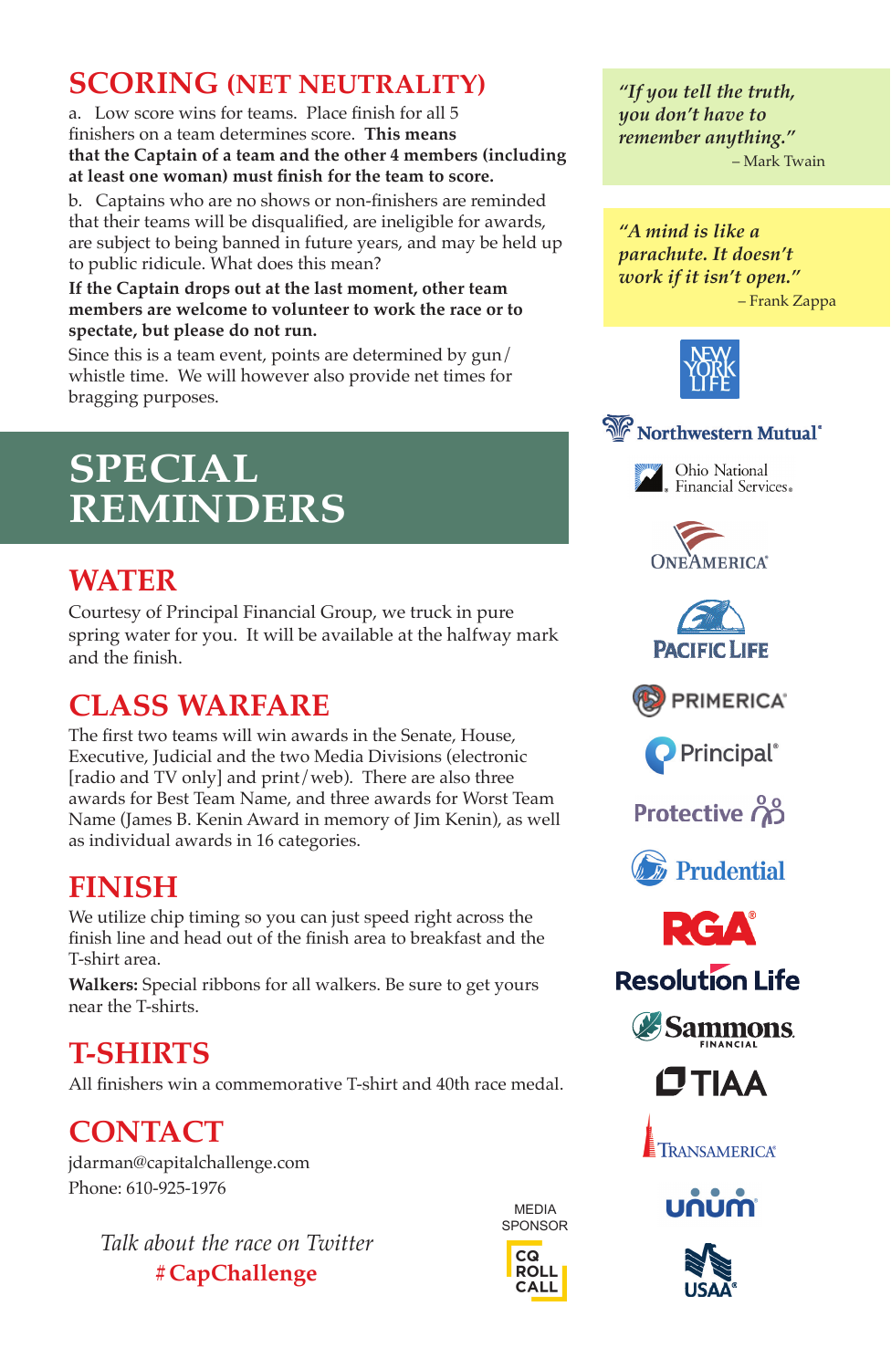## SCORING (NET NEUTRALITY)

a. Low score wins for teams. Place finish for all 5 finishers on a team determines score. **This means that the Captain of a team and the other 4 members (including at least one woman) must finish for the team to score.**

b. Captains who are no shows or non-finishers are reminded that their teams will be disqualified, are ineligible for awards, are subject to being banned in future years, and may be held up to public ridicule. What does this mean?

**If the Captain drops out at the last moment, other team members are welcome to volunteer to work the race or to spectate, but please do not run.**

Since this is a team event, points are determined by gun/whistle time. We will however also provide net times for bragging purposes.

# SPECIAL REMINDERS

## WATER

Courtesy of Principal Financial Group, we truck in pure spring water for you. It will be available at the halfway mark and the finish.

## CLASS WARFARE

The first two teams will win awards in the Senate, House, Executive, Judicial and the two Media Divisions (electronic [radio and TV only] and print/web). There are also three awards for Best Team Name, and three awards for Worst Team Name (James B. Kenin Award in memory of Jim Kenin), as well as individual awards in 16 categories.

## FINISH

We utilize chip timing so you can just speed right across the finish line and head out of the finish area to breakfast and the T-shirt area.

**Walkers:** Special ribbons for all walkers. Be sure to get yours near the T-shirts.

## T-SHIRTS

All finishers win a commemorative T-shirt and 40th race medal.

## CONTACT

jdarman@capitalchallenge.com
Phone: 610-925-1976

*Talk about the race on Twitter*
**#CapChallenge**

MEDIA SPONSOR
CQ ROLL CALL

*"If you tell the truth, you don't have to remember anything."*
– Mark Twain

*"A mind is like a parachute. It doesn't work if it isn't open."*
– Frank Zappa

New York Life
Northwestern Mutual
Ohio National Financial Services
OneAmerica
Pacific Life
Primerica
Principal
Protective
Prudential
RGA
Resolution Life
Sammons Financial
TIAA
Transamerica
Unum
USAA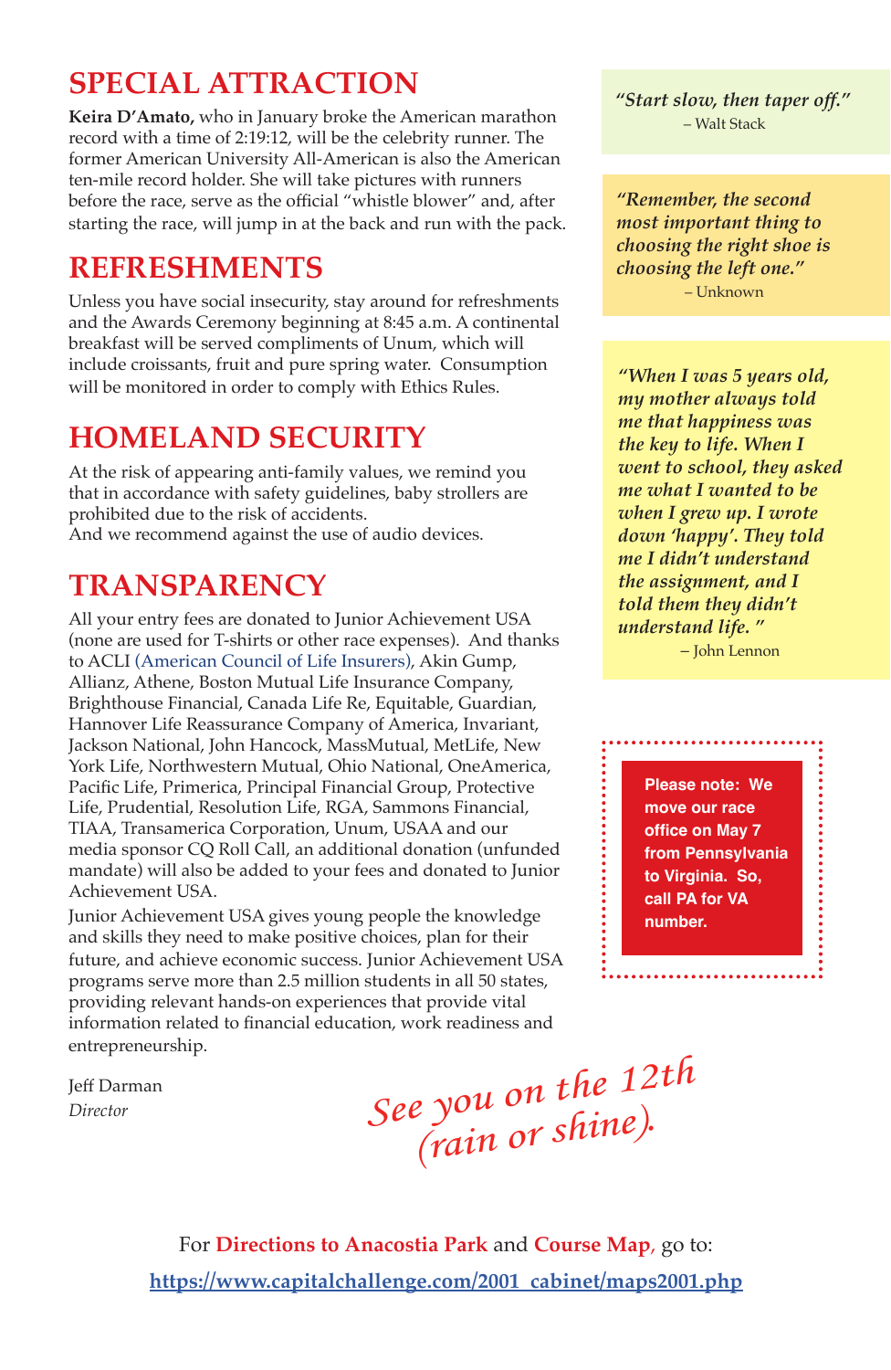## SPECIAL ATTRACTION

**Keira D'Amato,** who in January broke the American marathon record with a time of 2:19:12, will be the celebrity runner. The former American University All-American is also the American ten-mile record holder. She will take pictures with runners before the race, serve as the official "whistle blower" and, after starting the race, will jump in at the back and run with the pack.

## REFRESHMENTS

Unless you have social insecurity, stay around for refreshments and the Awards Ceremony beginning at 8:45 a.m. A continental breakfast will be served compliments of Unum, which will include croissants, fruit and pure spring water. Consumption will be monitored in order to comply with Ethics Rules.

## HOMELAND SECURITY

At the risk of appearing anti-family values, we remind you that in accordance with safety guidelines, baby strollers are prohibited due to the risk of accidents.
And we recommend against the use of audio devices.

## TRANSPARENCY

All your entry fees are donated to Junior Achievement USA (none are used for T-shirts or other race expenses). And thanks to ACLI (American Council of Life Insurers), Akin Gump, Allianz, Athene, Boston Mutual Life Insurance Company, Brighthouse Financial, Canada Life Re, Equitable, Guardian, Hannover Life Reassurance Company of America, Invariant, Jackson National, John Hancock, MassMutual, MetLife, New York Life, Northwestern Mutual, Ohio National, OneAmerica, Pacific Life, Primerica, Principal Financial Group, Protective Life, Prudential, Resolution Life, RGA, Sammons Financial, TIAA, Transamerica Corporation, Unum, USAA and our media sponsor CQ Roll Call, an additional donation (unfunded mandate) will also be added to your fees and donated to Junior Achievement USA.

Junior Achievement USA gives young people the knowledge and skills they need to make positive choices, plan for their future, and achieve economic success. Junior Achievement USA programs serve more than 2.5 million students in all 50 states, providing relevant hands-on experiences that provide vital information related to financial education, work readiness and entrepreneurship.

Jeff Darman
*Director*

*"Start slow, then taper off."*
– Walt Stack

*"Remember, the second most important thing to choosing the right shoe is choosing the left one."*
– Unknown

*"When I was 5 years old, my mother always told me that happiness was the key to life. When I went to school, they asked me what I wanted to be when I grew up. I wrote down 'happy'. They told me I didn't understand the assignment, and I told them they didn't understand life. "*
– John Lennon

**Please note: We move our race office on May 7 from Pennsylvania to Virginia. So, call PA for VA number.**

*See you on the 12th (rain or shine).*

For **Directions to Anacostia Park** and **Course Map**, go to:
https://www.capitalchallenge.com/2001_cabinet/maps2001.php